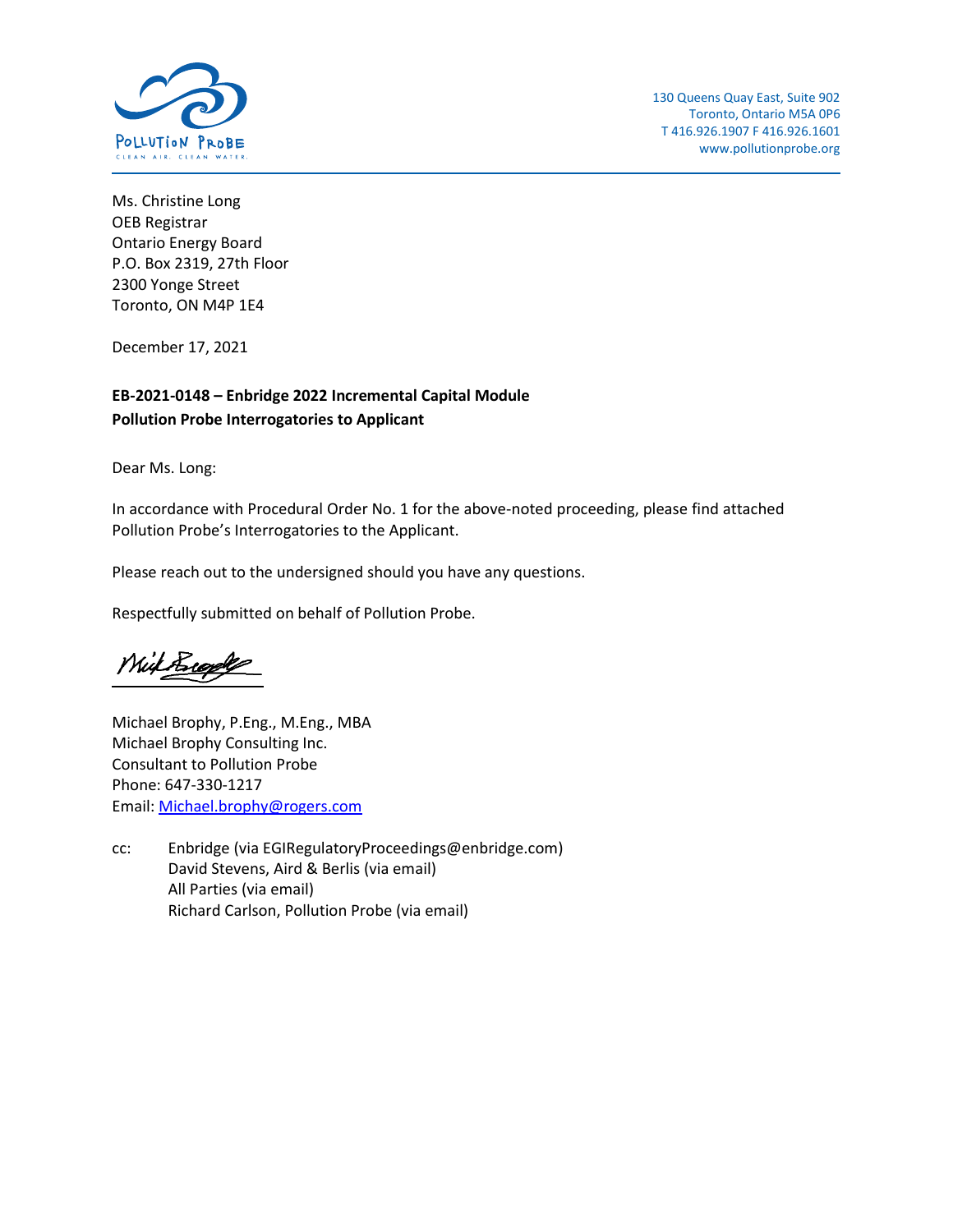POLLUTION PROBE
CLEAN AIR. CLEAN WATER.

130 Queens Quay East, Suite 902
Toronto, Ontario M5A 0P6
T 416.926.1907 F 416.926.1601
www.pollutionprobe.org

Ms. Christine Long
OEB Registrar
Ontario Energy Board
P.O. Box 2319, 27th Floor
2300 Yonge Street
Toronto, ON M4P 1E4

December 17, 2021

**EB-2021-0148 – Enbridge 2022 Incremental Capital Module**
**Pollution Probe Interrogatories to Applicant**

Dear Ms. Long:

In accordance with Procedural Order No. 1 for the above-noted proceeding, please find attached Pollution Probe's Interrogatories to the Applicant.

Please reach out to the undersigned should you have any questions.

Respectfully submitted on behalf of Pollution Probe.

Michael Brophy, P.Eng., M.Eng., MBA
Michael Brophy Consulting Inc.
Consultant to Pollution Probe
Phone: 647-330-1217
Email: Michael.brophy@rogers.com

cc: Enbridge (via EGIRegulatoryProceedings@enbridge.com)
David Stevens, Aird & Berlis (via email)
All Parties (via email)
Richard Carlson, Pollution Probe (via email)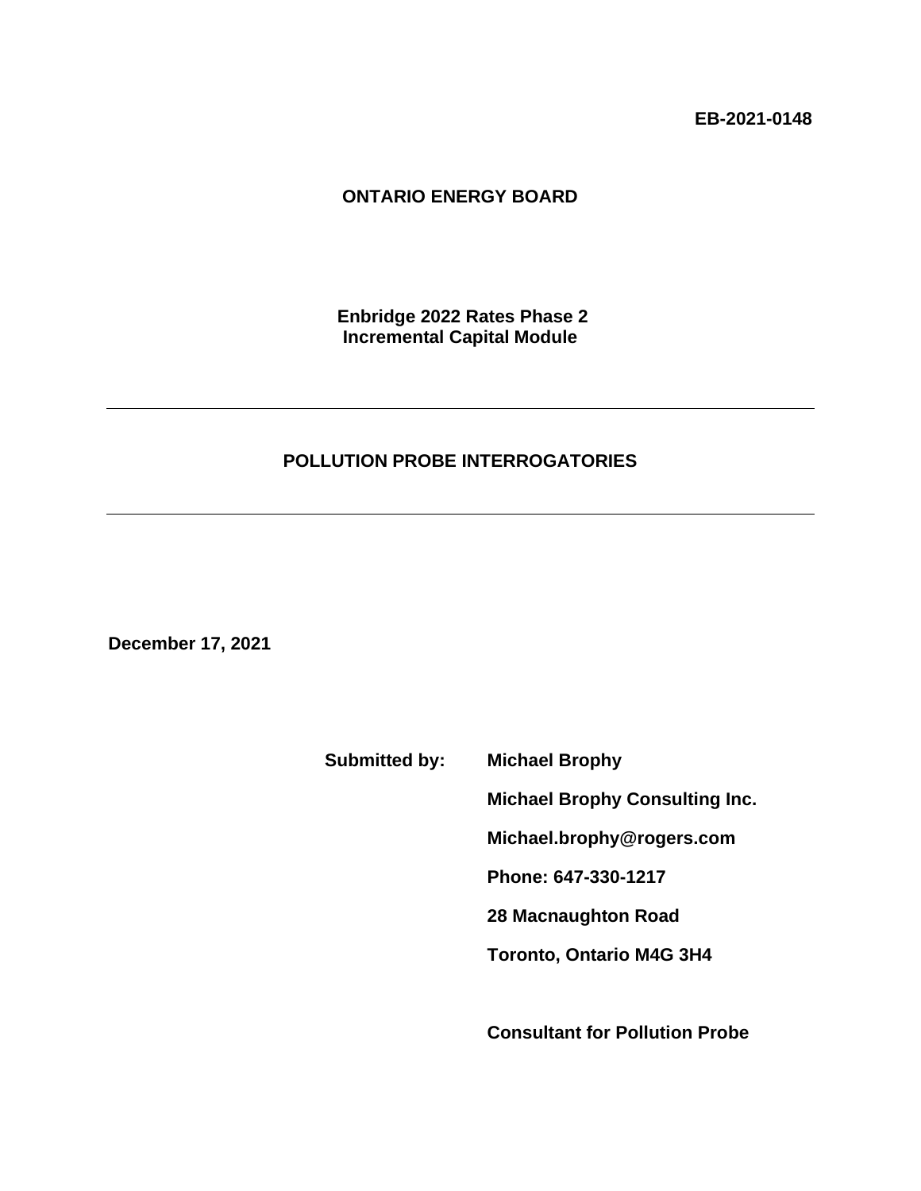**EB-2021-0148**

**ONTARIO ENERGY BOARD**

**Enbridge 2022 Rates Phase 2**
**Incremental Capital Module**

---

**POLLUTION PROBE INTERROGATORIES**

---

**December 17, 2021**

**Submitted by:** **Michael Brophy**

**Michael Brophy Consulting Inc.**

**Michael.brophy@rogers.com**

**Phone: 647-330-1217**

**28 Macnaughton Road**

**Toronto, Ontario M4G 3H4**

**Consultant for Pollution Probe**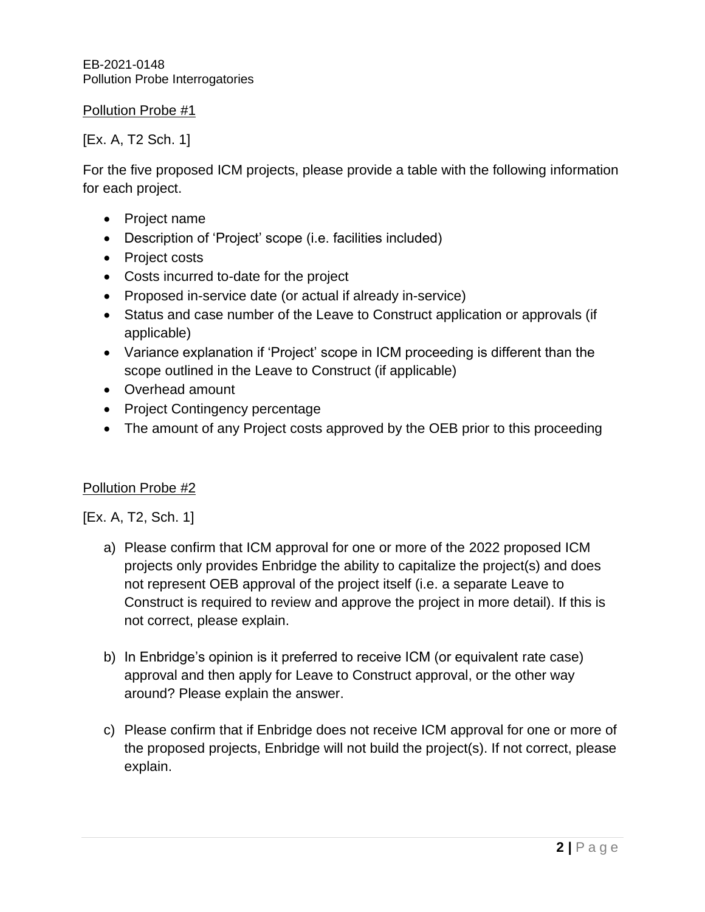EB-2021-0148
Pollution Probe Interrogatories

Pollution Probe #1

[Ex. A, T2 Sch. 1]

For the five proposed ICM projects, please provide a table with the following information for each project.

- Project name
- Description of 'Project' scope (i.e. facilities included)
- Project costs
- Costs incurred to-date for the project
- Proposed in-service date (or actual if already in-service)
- Status and case number of the Leave to Construct application or approvals (if applicable)
- Variance explanation if 'Project' scope in ICM proceeding is different than the scope outlined in the Leave to Construct (if applicable)
- Overhead amount
- Project Contingency percentage
- The amount of any Project costs approved by the OEB prior to this proceeding

Pollution Probe #2

[Ex. A, T2, Sch. 1]

a) Please confirm that ICM approval for one or more of the 2022 proposed ICM projects only provides Enbridge the ability to capitalize the project(s) and does not represent OEB approval of the project itself (i.e. a separate Leave to Construct is required to review and approve the project in more detail). If this is not correct, please explain.

b) In Enbridge's opinion is it preferred to receive ICM (or equivalent rate case) approval and then apply for Leave to Construct approval, or the other way around? Please explain the answer.

c) Please confirm that if Enbridge does not receive ICM approval for one or more of the proposed projects, Enbridge will not build the project(s). If not correct, please explain.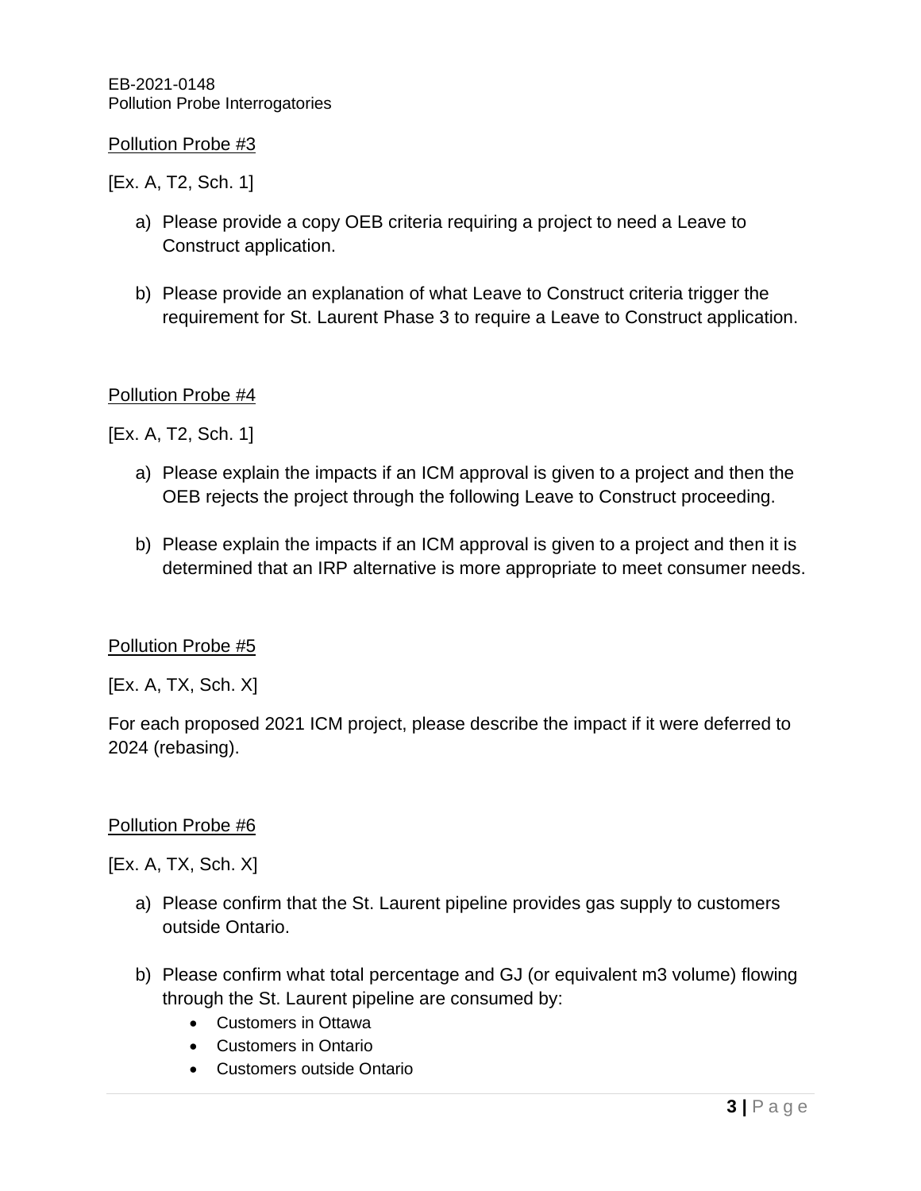Pollution Probe #3

[Ex. A, T2, Sch. 1]

a) Please provide a copy OEB criteria requiring a project to need a Leave to Construct application.

b) Please provide an explanation of what Leave to Construct criteria trigger the requirement for St. Laurent Phase 3 to require a Leave to Construct application.

Pollution Probe #4

[Ex. A, T2, Sch. 1]

a) Please explain the impacts if an ICM approval is given to a project and then the OEB rejects the project through the following Leave to Construct proceeding.

b) Please explain the impacts if an ICM approval is given to a project and then it is determined that an IRP alternative is more appropriate to meet consumer needs.

Pollution Probe #5

[Ex. A, TX, Sch. X]

For each proposed 2021 ICM project, please describe the impact if it were deferred to 2024 (rebasing).

Pollution Probe #6

[Ex. A, TX, Sch. X]

a) Please confirm that the St. Laurent pipeline provides gas supply to customers outside Ontario.

b) Please confirm what total percentage and GJ (or equivalent m3 volume) flowing through the St. Laurent pipeline are consumed by:
    - Customers in Ottawa
    - Customers in Ontario
    - Customers outside Ontario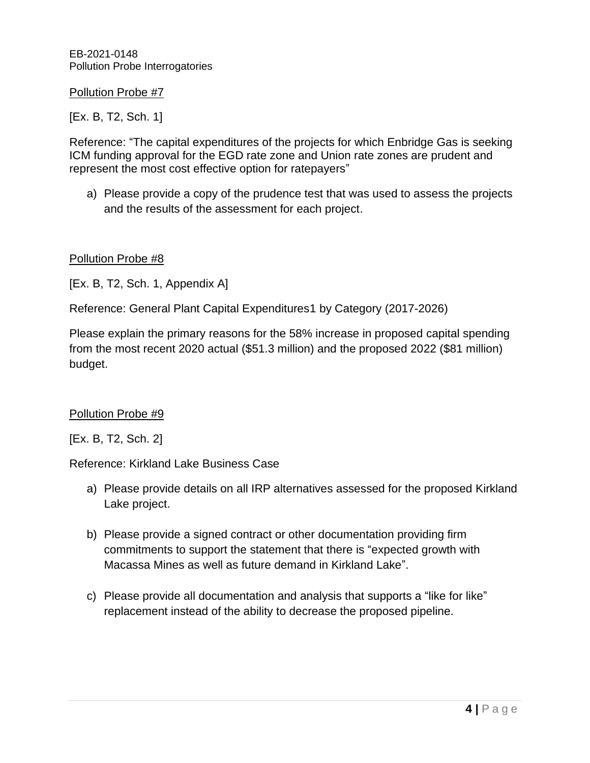Pollution Probe #7

[Ex. B, T2, Sch. 1]

Reference: "The capital expenditures of the projects for which Enbridge Gas is seeking ICM funding approval for the EGD rate zone and Union rate zones are prudent and represent the most cost effective option for ratepayers"

a) Please provide a copy of the prudence test that was used to assess the projects and the results of the assessment for each project.

Pollution Probe #8

[Ex. B, T2, Sch. 1, Appendix A]

Reference: General Plant Capital Expenditures1 by Category (2017-2026)

Please explain the primary reasons for the 58% increase in proposed capital spending from the most recent 2020 actual ($51.3 million) and the proposed 2022 ($81 million) budget.

Pollution Probe #9

[Ex. B, T2, Sch. 2]

Reference: Kirkland Lake Business Case

a) Please provide details on all IRP alternatives assessed for the proposed Kirkland Lake project.

b) Please provide a signed contract or other documentation providing firm commitments to support the statement that there is "expected growth with Macassa Mines as well as future demand in Kirkland Lake".

c) Please provide all documentation and analysis that supports a "like for like" replacement instead of the ability to decrease the proposed pipeline.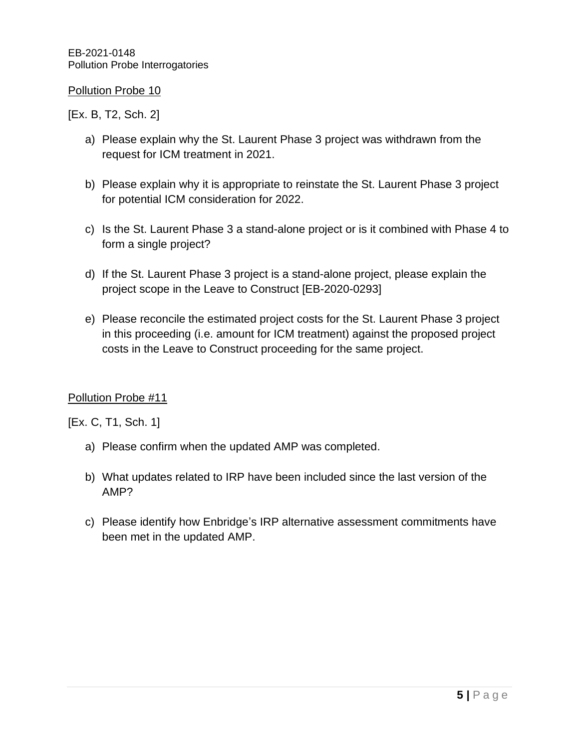<u>Pollution Probe 10</u>

[Ex. B, T2, Sch. 2]

a) Please explain why the St. Laurent Phase 3 project was withdrawn from the request for ICM treatment in 2021.

b) Please explain why it is appropriate to reinstate the St. Laurent Phase 3 project for potential ICM consideration for 2022.

c) Is the St. Laurent Phase 3 a stand-alone project or is it combined with Phase 4 to form a single project?

d) If the St. Laurent Phase 3 project is a stand-alone project, please explain the project scope in the Leave to Construct [EB-2020-0293]

e) Please reconcile the estimated project costs for the St. Laurent Phase 3 project in this proceeding (i.e. amount for ICM treatment) against the proposed project costs in the Leave to Construct proceeding for the same project.

<u>Pollution Probe #11</u>

[Ex. C, T1, Sch. 1]

a) Please confirm when the updated AMP was completed.

b) What updates related to IRP have been included since the last version of the AMP?

c) Please identify how Enbridge's IRP alternative assessment commitments have been met in the updated AMP.